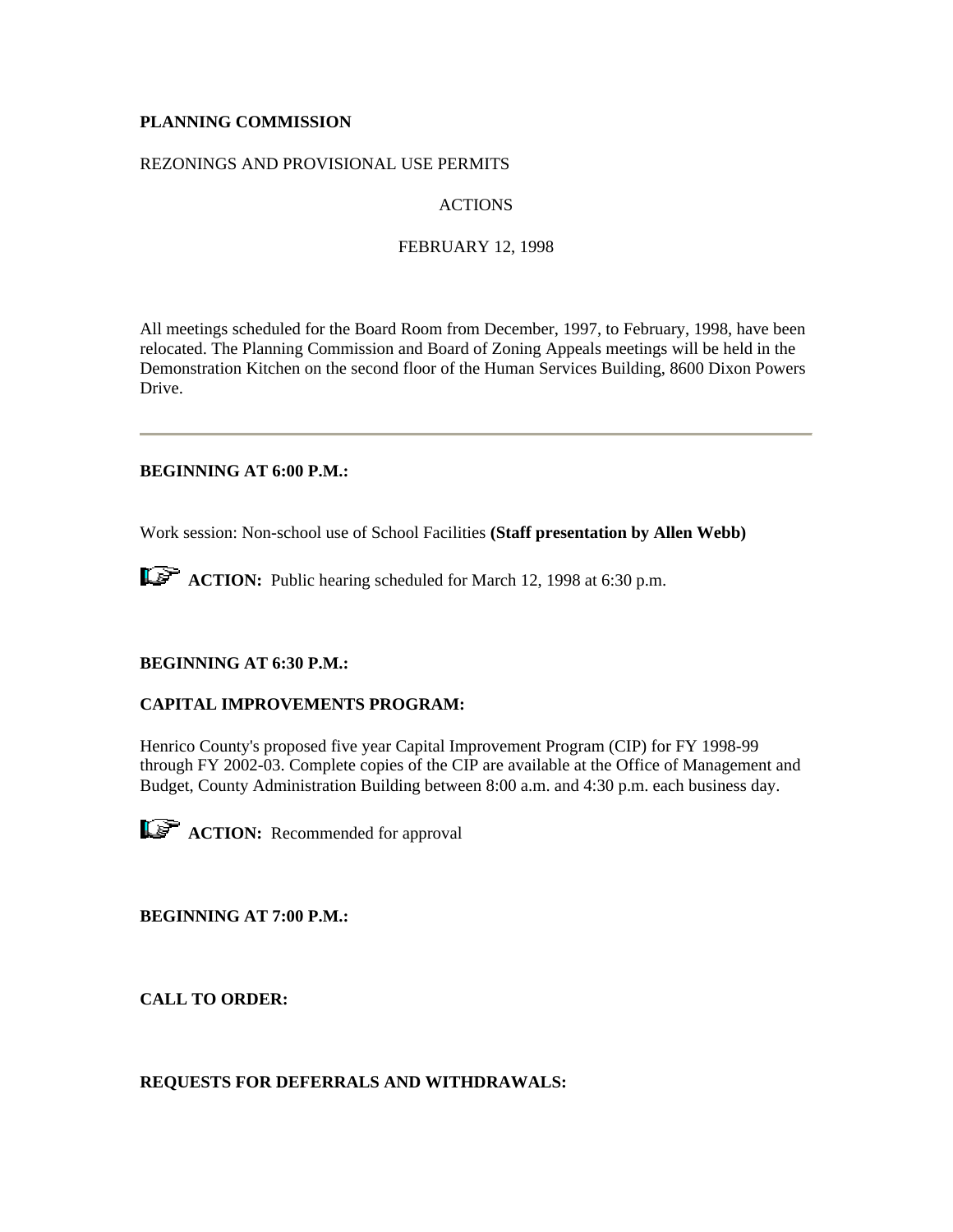**PLANNING COMMISSION**

REZONINGS AND PROVISIONAL USE PERMITS

ACTIONS

FEBRUARY 12, 1998

All meetings scheduled for the Board Room from December, 1997, to February, 1998, have been relocated. The Planning Commission and Board of Zoning Appeals meetings will be held in the Demonstration Kitchen on the second floor of the Human Services Building, 8600 Dixon Powers Drive.

---

**BEGINNING AT 6:00 P.M.:**

Work session: Non-school use of School Facilities **(Staff presentation by Allen Webb)**

**ACTION:** Public hearing scheduled for March 12, 1998 at 6:30 p.m.

**BEGINNING AT 6:30 P.M.:**

**CAPITAL IMPROVEMENTS PROGRAM:**

Henrico County's proposed five year Capital Improvement Program (CIP) for FY 1998-99 through FY 2002-03. Complete copies of the CIP are available at the Office of Management and Budget, County Administration Building between 8:00 a.m. and 4:30 p.m. each business day.

**ACTION:** Recommended for approval

**BEGINNING AT 7:00 P.M.:**

**CALL TO ORDER:**

**REQUESTS FOR DEFERRALS AND WITHDRAWALS:**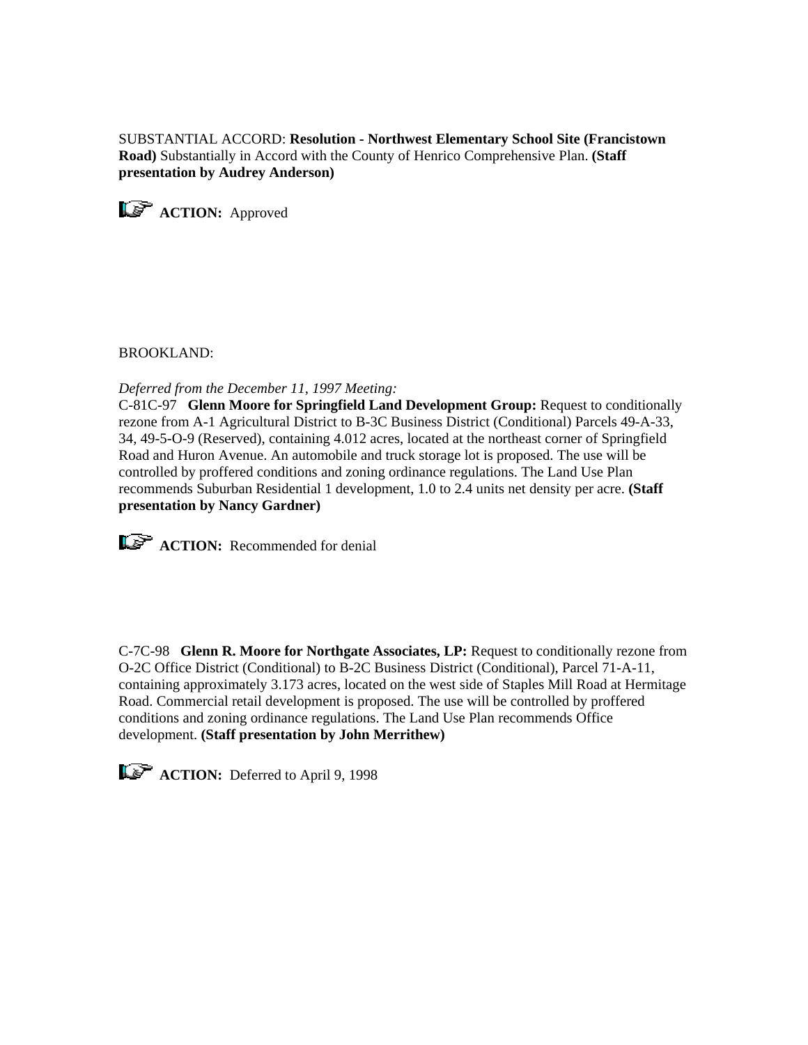SUBSTANTIAL ACCORD: **Resolution - Northwest Elementary School Site (Francistown Road)** Substantially in Accord with the County of Henrico Comprehensive Plan. **(Staff presentation by Audrey Anderson)**

**ACTION:** Approved

BROOKLAND:

*Deferred from the December 11, 1997 Meeting:*
C-81C-97 **Glenn Moore for Springfield Land Development Group:** Request to conditionally rezone from A-1 Agricultural District to B-3C Business District (Conditional) Parcels 49-A-33, 34, 49-5-O-9 (Reserved), containing 4.012 acres, located at the northeast corner of Springfield Road and Huron Avenue. An automobile and truck storage lot is proposed. The use will be controlled by proffered conditions and zoning ordinance regulations. The Land Use Plan recommends Suburban Residential 1 development, 1.0 to 2.4 units net density per acre. **(Staff presentation by Nancy Gardner)**

**ACTION:** Recommended for denial

C-7C-98 **Glenn R. Moore for Northgate Associates, LP:** Request to conditionally rezone from O-2C Office District (Conditional) to B-2C Business District (Conditional), Parcel 71-A-11, containing approximately 3.173 acres, located on the west side of Staples Mill Road at Hermitage Road. Commercial retail development is proposed. The use will be controlled by proffered conditions and zoning ordinance regulations. The Land Use Plan recommends Office development. **(Staff presentation by John Merrithew)**

**ACTION:** Deferred to April 9, 1998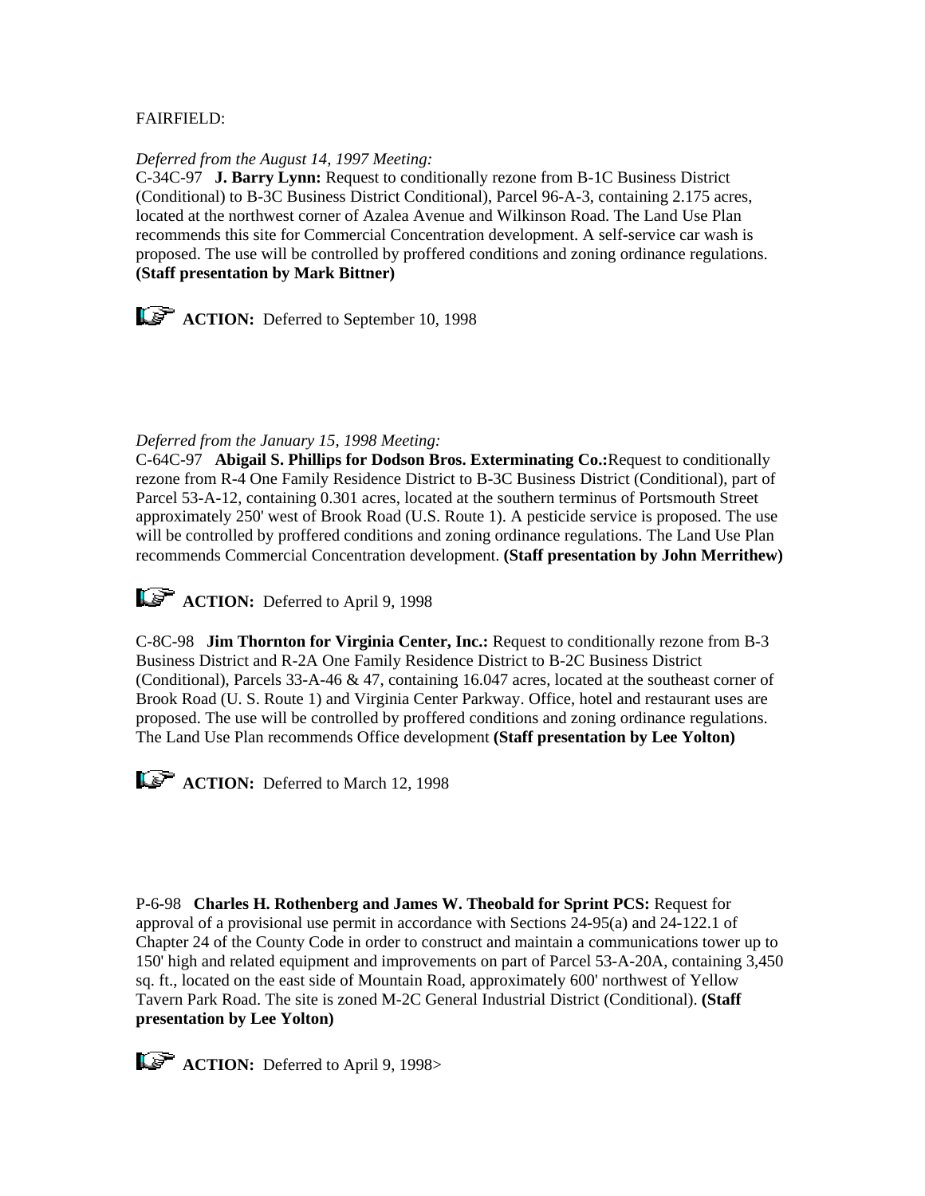FAIRFIELD:

*Deferred from the August 14, 1997 Meeting:*
C-34C-97 **J. Barry Lynn:** Request to conditionally rezone from B-1C Business District (Conditional) to B-3C Business District Conditional), Parcel 96-A-3, containing 2.175 acres, located at the northwest corner of Azalea Avenue and Wilkinson Road. The Land Use Plan recommends this site for Commercial Concentration development. A self-service car wash is proposed. The use will be controlled by proffered conditions and zoning ordinance regulations. **(Staff presentation by Mark Bittner)**

**ACTION:** Deferred to September 10, 1998

*Deferred from the January 15, 1998 Meeting:*
C-64C-97 **Abigail S. Phillips for Dodson Bros. Exterminating Co.:** Request to conditionally rezone from R-4 One Family Residence District to B-3C Business District (Conditional), part of Parcel 53-A-12, containing 0.301 acres, located at the southern terminus of Portsmouth Street approximately 250' west of Brook Road (U.S. Route 1). A pesticide service is proposed. The use will be controlled by proffered conditions and zoning ordinance regulations. The Land Use Plan recommends Commercial Concentration development. **(Staff presentation by John Merrithew)**

**ACTION:** Deferred to April 9, 1998

C-8C-98 **Jim Thornton for Virginia Center, Inc.:** Request to conditionally rezone from B-3 Business District and R-2A One Family Residence District to B-2C Business District (Conditional), Parcels 33-A-46 & 47, containing 16.047 acres, located at the southeast corner of Brook Road (U. S. Route 1) and Virginia Center Parkway. Office, hotel and restaurant uses are proposed. The use will be controlled by proffered conditions and zoning ordinance regulations. The Land Use Plan recommends Office development **(Staff presentation by Lee Yolton)**

**ACTION:** Deferred to March 12, 1998

P-6-98 **Charles H. Rothenberg and James W. Theobald for Sprint PCS:** Request for approval of a provisional use permit in accordance with Sections 24-95(a) and 24-122.1 of Chapter 24 of the County Code in order to construct and maintain a communications tower up to 150' high and related equipment and improvements on part of Parcel 53-A-20A, containing 3,450 sq. ft., located on the east side of Mountain Road, approximately 600' northwest of Yellow Tavern Park Road. The site is zoned M-2C General Industrial District (Conditional). **(Staff presentation by Lee Yolton)**

**ACTION:** Deferred to April 9, 1998>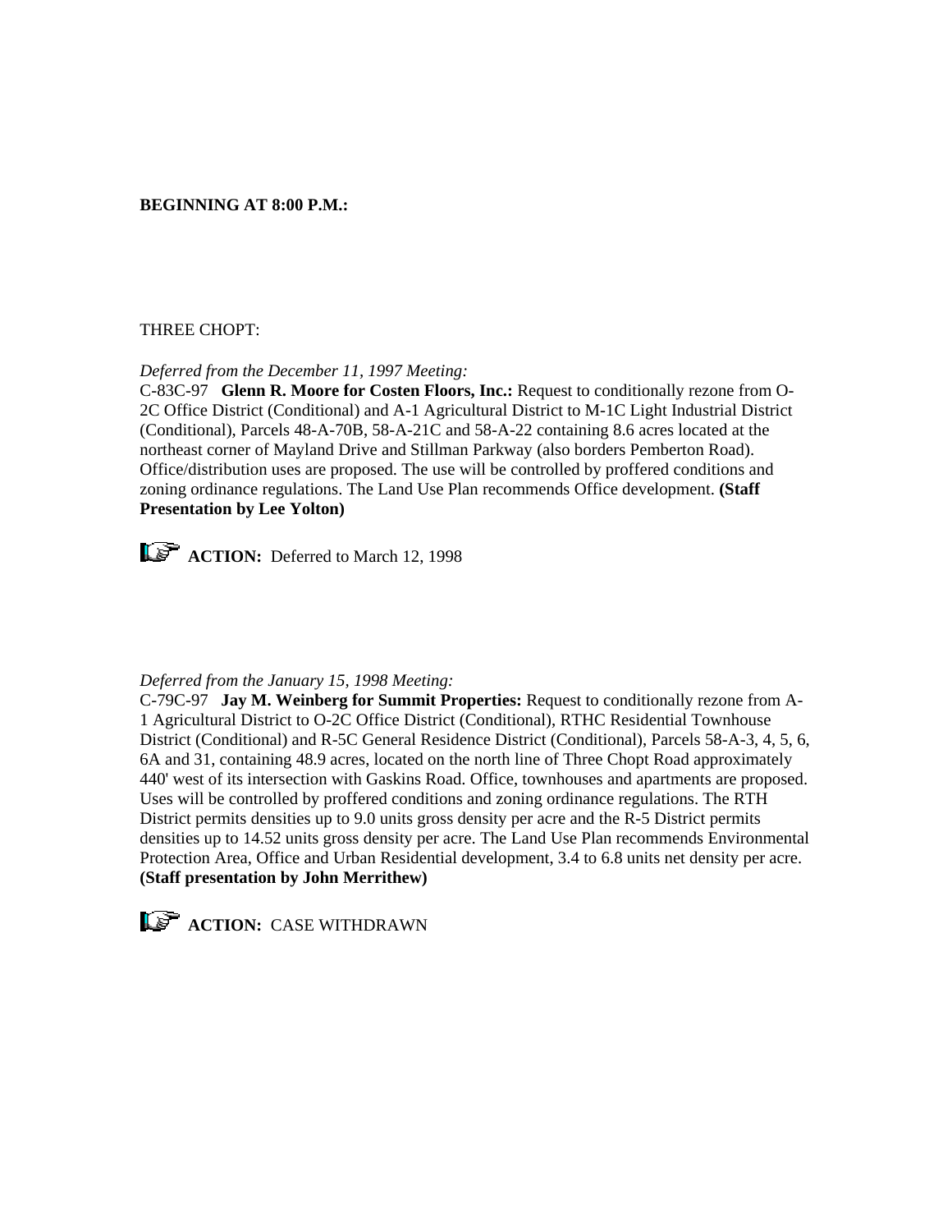**BEGINNING AT 8:00 P.M.:**

THREE CHOPT:

*Deferred from the December 11, 1997 Meeting:*
C-83C-97 **Glenn R. Moore for Costen Floors, Inc.:** Request to conditionally rezone from O-2C Office District (Conditional) and A-1 Agricultural District to M-1C Light Industrial District (Conditional), Parcels 48-A-70B, 58-A-21C and 58-A-22 containing 8.6 acres located at the northeast corner of Mayland Drive and Stillman Parkway (also borders Pemberton Road). Office/distribution uses are proposed. The use will be controlled by proffered conditions and zoning ordinance regulations. The Land Use Plan recommends Office development. **(Staff Presentation by Lee Yolton)**

**ACTION:** Deferred to March 12, 1998

*Deferred from the January 15, 1998 Meeting:*
C-79C-97 **Jay M. Weinberg for Summit Properties:** Request to conditionally rezone from A-1 Agricultural District to O-2C Office District (Conditional), RTHC Residential Townhouse District (Conditional) and R-5C General Residence District (Conditional), Parcels 58-A-3, 4, 5, 6, 6A and 31, containing 48.9 acres, located on the north line of Three Chopt Road approximately 440' west of its intersection with Gaskins Road. Office, townhouses and apartments are proposed. Uses will be controlled by proffered conditions and zoning ordinance regulations. The RTH District permits densities up to 9.0 units gross density per acre and the R-5 District permits densities up to 14.52 units gross density per acre. The Land Use Plan recommends Environmental Protection Area, Office and Urban Residential development, 3.4 to 6.8 units net density per acre. **(Staff presentation by John Merrithew)**

**ACTION:** CASE WITHDRAWN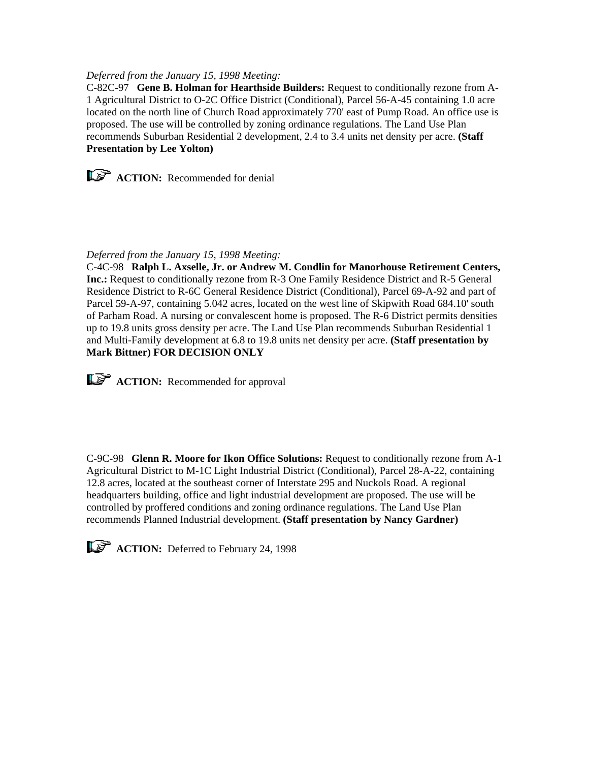*Deferred from the January 15, 1998 Meeting:*

C-82C-97 **Gene B. Holman for Hearthside Builders:** Request to conditionally rezone from A-1 Agricultural District to O-2C Office District (Conditional), Parcel 56-A-45 containing 1.0 acre located on the north line of Church Road approximately 770' east of Pump Road. An office use is proposed. The use will be controlled by zoning ordinance regulations. The Land Use Plan recommends Suburban Residential 2 development, 2.4 to 3.4 units net density per acre. **(Staff Presentation by Lee Yolton)**

**ACTION:** Recommended for denial

*Deferred from the January 15, 1998 Meeting:*

C-4C-98 **Ralph L. Axselle, Jr. or Andrew M. Condlin for Manorhouse Retirement Centers, Inc.:** Request to conditionally rezone from R-3 One Family Residence District and R-5 General Residence District to R-6C General Residence District (Conditional), Parcel 69-A-92 and part of Parcel 59-A-97, containing 5.042 acres, located on the west line of Skipwith Road 684.10' south of Parham Road. A nursing or convalescent home is proposed. The R-6 District permits densities up to 19.8 units gross density per acre. The Land Use Plan recommends Suburban Residential 1 and Multi-Family development at 6.8 to 19.8 units net density per acre. **(Staff presentation by Mark Bittner) FOR DECISION ONLY**

**ACTION:** Recommended for approval

C-9C-98 **Glenn R. Moore for Ikon Office Solutions:** Request to conditionally rezone from A-1 Agricultural District to M-1C Light Industrial District (Conditional), Parcel 28-A-22, containing 12.8 acres, located at the southeast corner of Interstate 295 and Nuckols Road. A regional headquarters building, office and light industrial development are proposed. The use will be controlled by proffered conditions and zoning ordinance regulations. The Land Use Plan recommends Planned Industrial development. **(Staff presentation by Nancy Gardner)**

**ACTION:** Deferred to February 24, 1998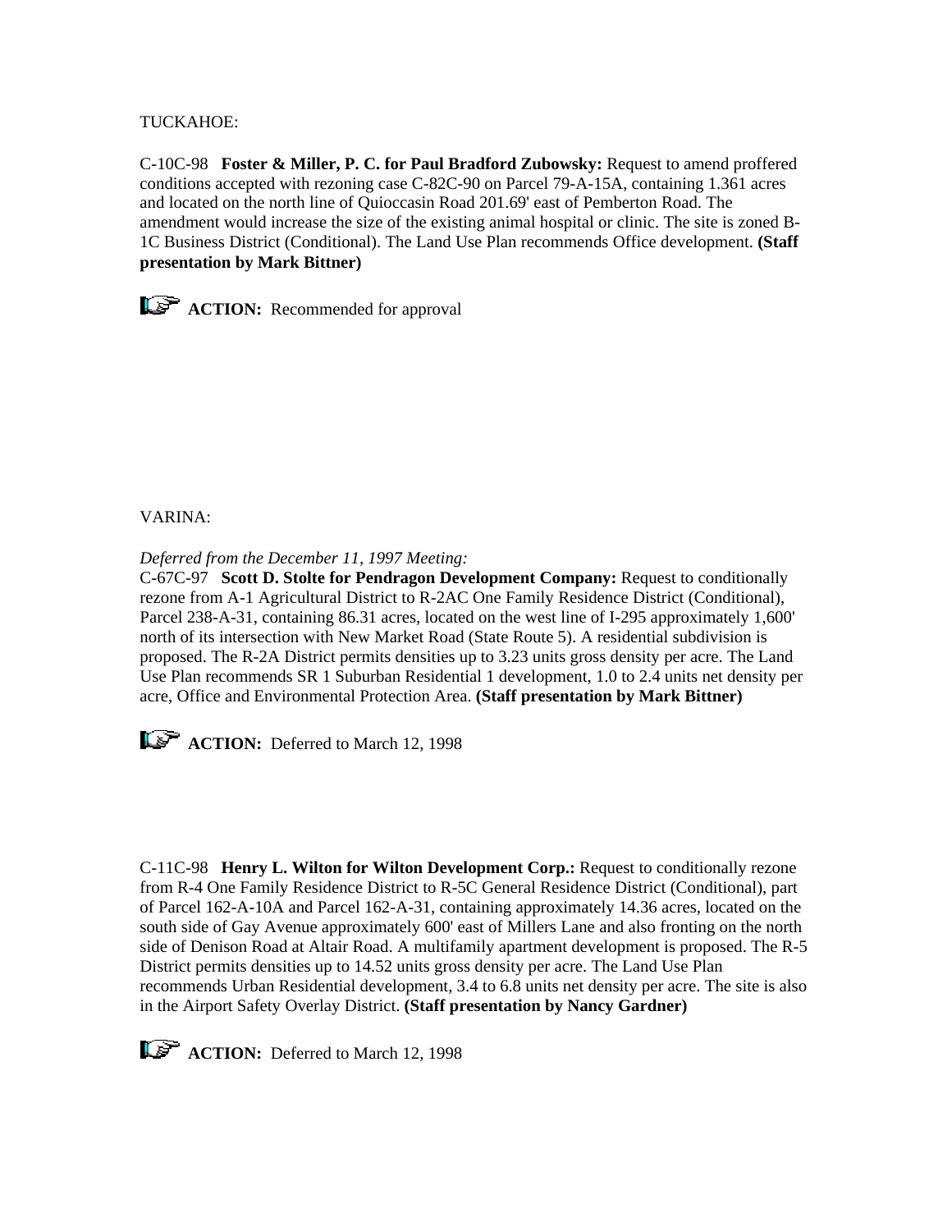TUCKAHOE:

C-10C-98 **Foster & Miller, P. C. for Paul Bradford Zubowsky:** Request to amend proffered conditions accepted with rezoning case C-82C-90 on Parcel 79-A-15A, containing 1.361 acres and located on the north line of Quioccasin Road 201.69' east of Pemberton Road. The amendment would increase the size of the existing animal hospital or clinic. The site is zoned B-1C Business District (Conditional). The Land Use Plan recommends Office development. **(Staff presentation by Mark Bittner)**

☞ **ACTION:** Recommended for approval

VARINA:

*Deferred from the December 11, 1997 Meeting:*
C-67C-97 **Scott D. Stolte for Pendragon Development Company:** Request to conditionally rezone from A-1 Agricultural District to R-2AC One Family Residence District (Conditional), Parcel 238-A-31, containing 86.31 acres, located on the west line of I-295 approximately 1,600' north of its intersection with New Market Road (State Route 5). A residential subdivision is proposed. The R-2A District permits densities up to 3.23 units gross density per acre. The Land Use Plan recommends SR 1 Suburban Residential 1 development, 1.0 to 2.4 units net density per acre, Office and Environmental Protection Area. **(Staff presentation by Mark Bittner)**

☞ **ACTION:** Deferred to March 12, 1998

C-11C-98 **Henry L. Wilton for Wilton Development Corp.:** Request to conditionally rezone from R-4 One Family Residence District to R-5C General Residence District (Conditional), part of Parcel 162-A-10A and Parcel 162-A-31, containing approximately 14.36 acres, located on the south side of Gay Avenue approximately 600' east of Millers Lane and also fronting on the north side of Denison Road at Altair Road. A multifamily apartment development is proposed. The R-5 District permits densities up to 14.52 units gross density per acre. The Land Use Plan recommends Urban Residential development, 3.4 to 6.8 units net density per acre. The site is also in the Airport Safety Overlay District. **(Staff presentation by Nancy Gardner)**

☞ **ACTION:** Deferred to March 12, 1998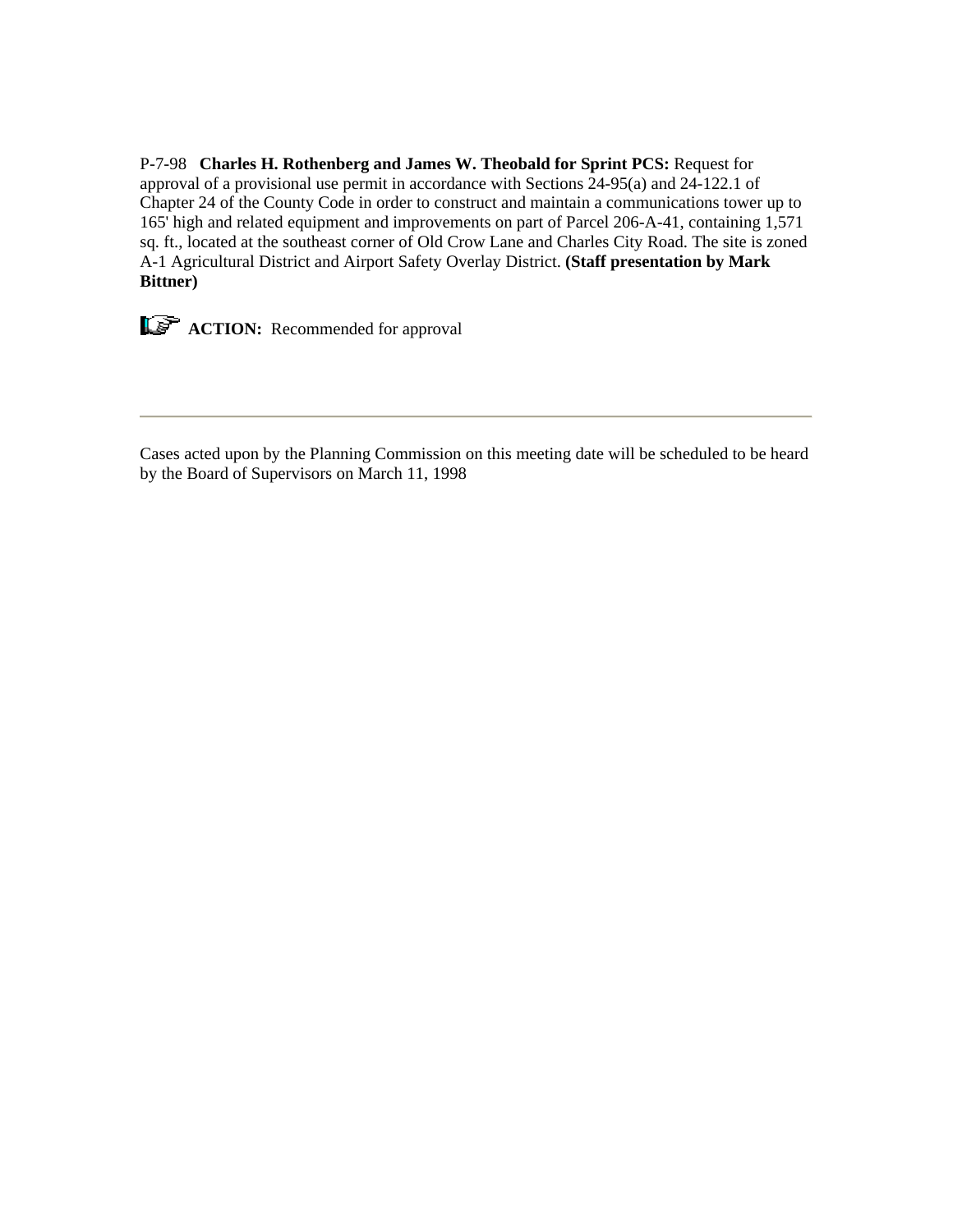P-7-98 **Charles H. Rothenberg and James W. Theobald for Sprint PCS:** Request for approval of a provisional use permit in accordance with Sections 24-95(a) and 24-122.1 of Chapter 24 of the County Code in order to construct and maintain a communications tower up to 165' high and related equipment and improvements on part of Parcel 206-A-41, containing 1,571 sq. ft., located at the southeast corner of Old Crow Lane and Charles City Road. The site is zoned A-1 Agricultural District and Airport Safety Overlay District. **(Staff presentation by Mark Bittner)**

**ACTION:** Recommended for approval

---

Cases acted upon by the Planning Commission on this meeting date will be scheduled to be heard by the Board of Supervisors on March 11, 1998